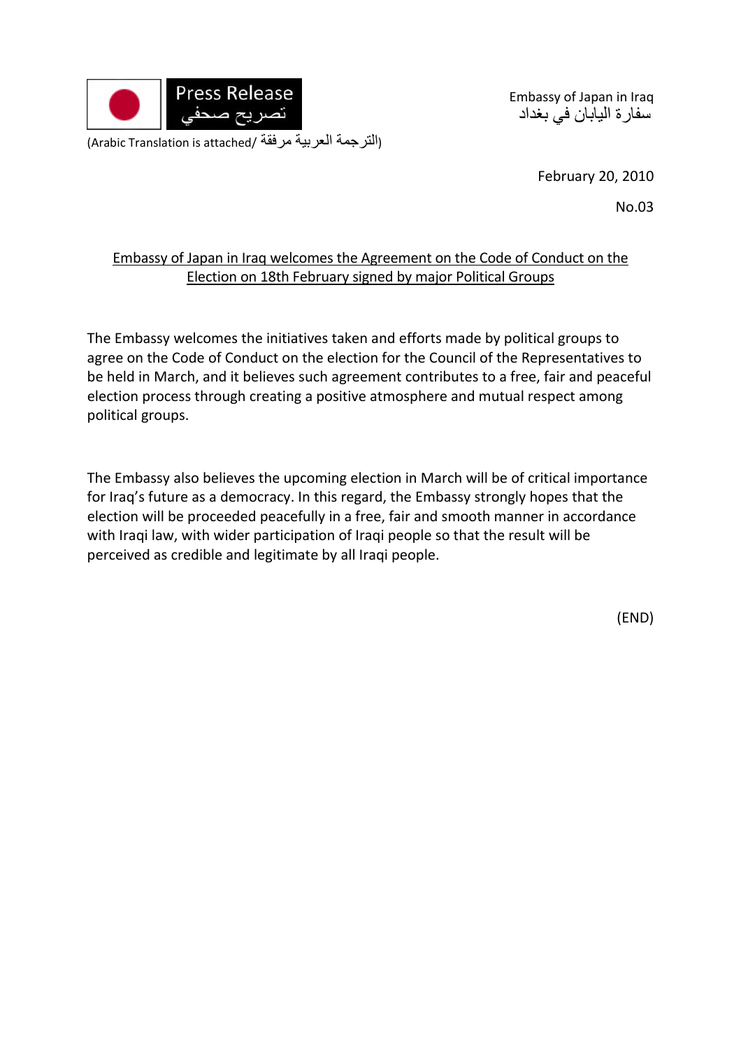Press Release
تصريح صحفي

(Arabic Translation is attached/ الترجمة العربية مرفقة)

Embassy of Japan in Iraq
سفارة اليابان في بغداد

February 20, 2010

No.03

Embassy of Japan in Iraq welcomes the Agreement on the Code of Conduct on the Election on 18th February signed by major Political Groups

The Embassy welcomes the initiatives taken and efforts made by political groups to agree on the Code of Conduct on the election for the Council of the Representatives to be held in March, and it believes such agreement contributes to a free, fair and peaceful election process through creating a positive atmosphere and mutual respect among political groups.

The Embassy also believes the upcoming election in March will be of critical importance for Iraq's future as a democracy. In this regard, the Embassy strongly hopes that the election will be proceeded peacefully in a free, fair and smooth manner in accordance with Iraqi law, with wider participation of Iraqi people so that the result will be perceived as credible and legitimate by all Iraqi people.

(END)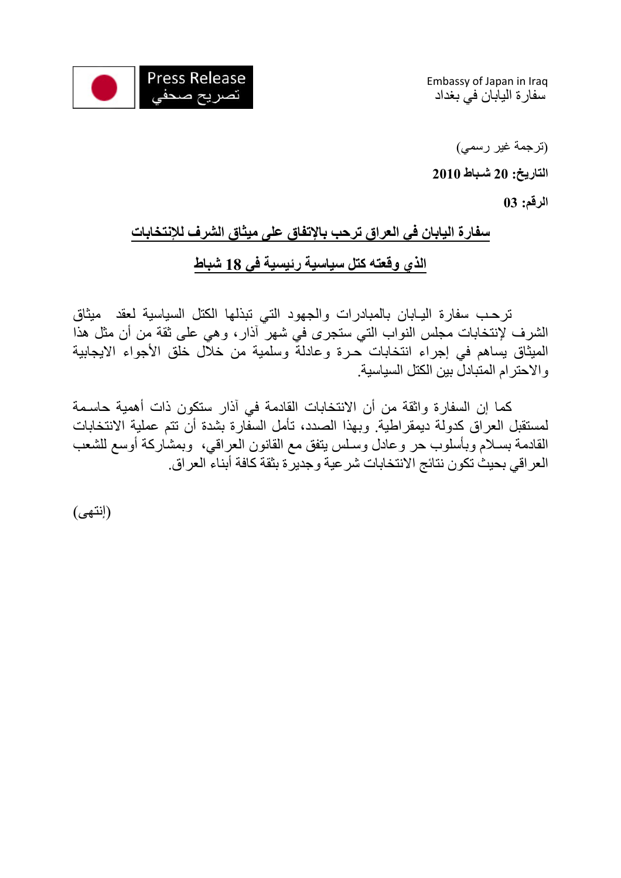Press Release
تصريح صحفي

Embassy of Japan in Iraq
سفارة اليابان في بغداد

(ترجمة غير رسمي)

**التاريخ: 20 شباط 2010**

**الرقم: 03**

## سفارة اليابان في العراق ترحب بالإتفاق على ميثاق الشرف للإنتخابات الذي وقعته كتل سياسية رئيسية في 18 شباط

ترحب سفارة اليابان بالمبادرات والجهود التي تبذلها الكتل السياسية لعقد ميثاق الشرف لإنتخابات مجلس النواب التي ستجرى في شهر آذار، وهي على ثقة من أن مثل هذا الميثاق يساهم في إجراء انتخابات حرة وعادلة وسلمية من خلال خلق الأجواء الايجابية والاحترام المتبادل بين الكتل السياسية.

كما إن السفارة واثقة من أن الانتخابات القادمة في آذار ستكون ذات أهمية حاسمة لمستقبل العراق كدولة ديمقراطية. وبهذا الصدد، تأمل السفارة بشدة أن تتم عملية الانتخابات القادمة بسلام وبأسلوب حر وعادل وسلس يتفق مع القانون العراقي، وبمشاركة أوسع للشعب العراقي بحيث تكون نتائج الانتخابات شرعية وجديرة بثقة كافة أبناء العراق.

(إنتهى)